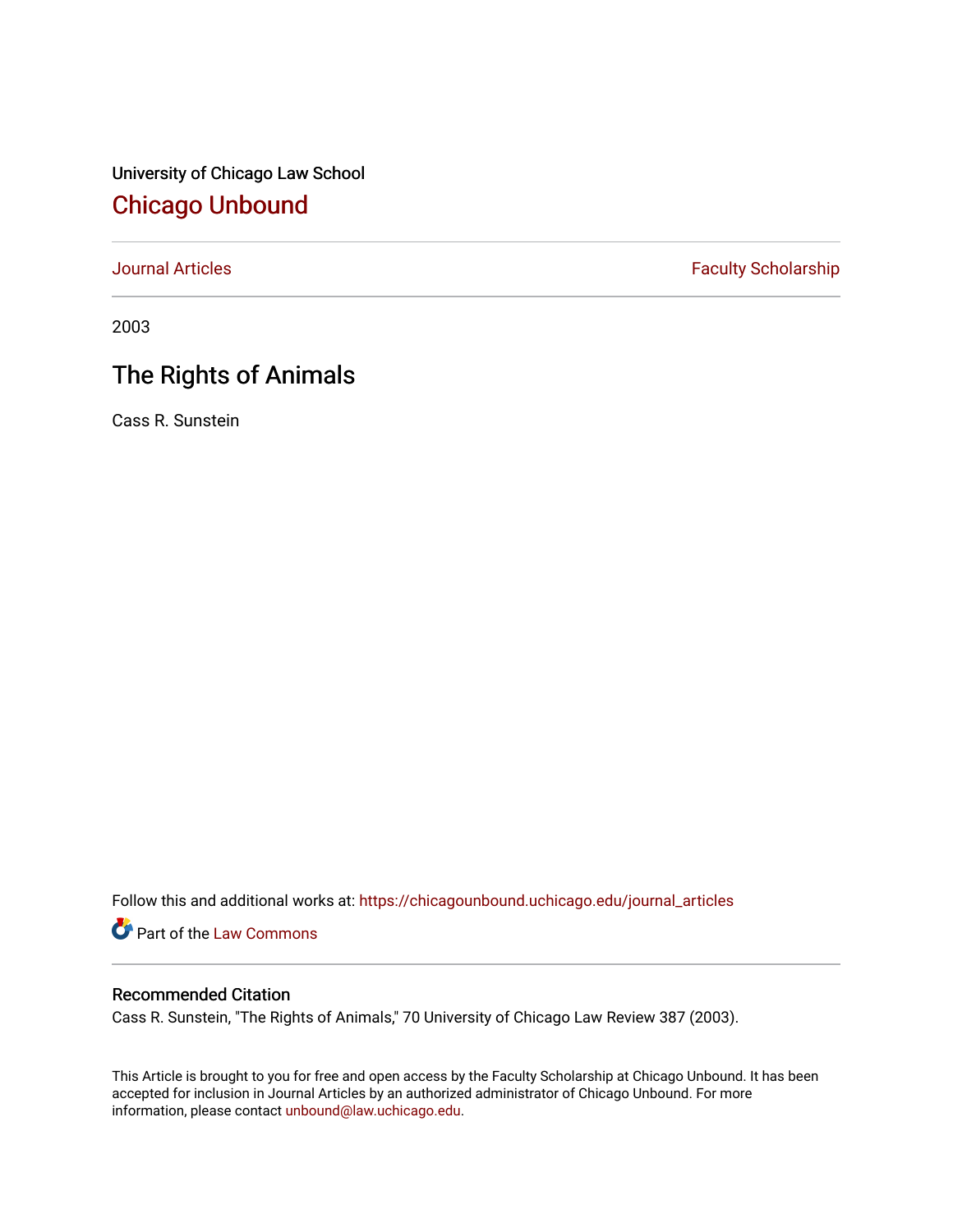University of Chicago Law School

# Chicago Unbound

Journal Articles | Faculty Scholarship

2003

## The Rights of Animals

Cass R. Sunstein

Follow this and additional works at: https://chicagounbound.uchicago.edu/journal_articles

Part of the Law Commons

### Recommended Citation

Cass R. Sunstein, "The Rights of Animals," 70 University of Chicago Law Review 387 (2003).

This Article is brought to you for free and open access by the Faculty Scholarship at Chicago Unbound. It has been accepted for inclusion in Journal Articles by an authorized administrator of Chicago Unbound. For more information, please contact unbound@law.uchicago.edu.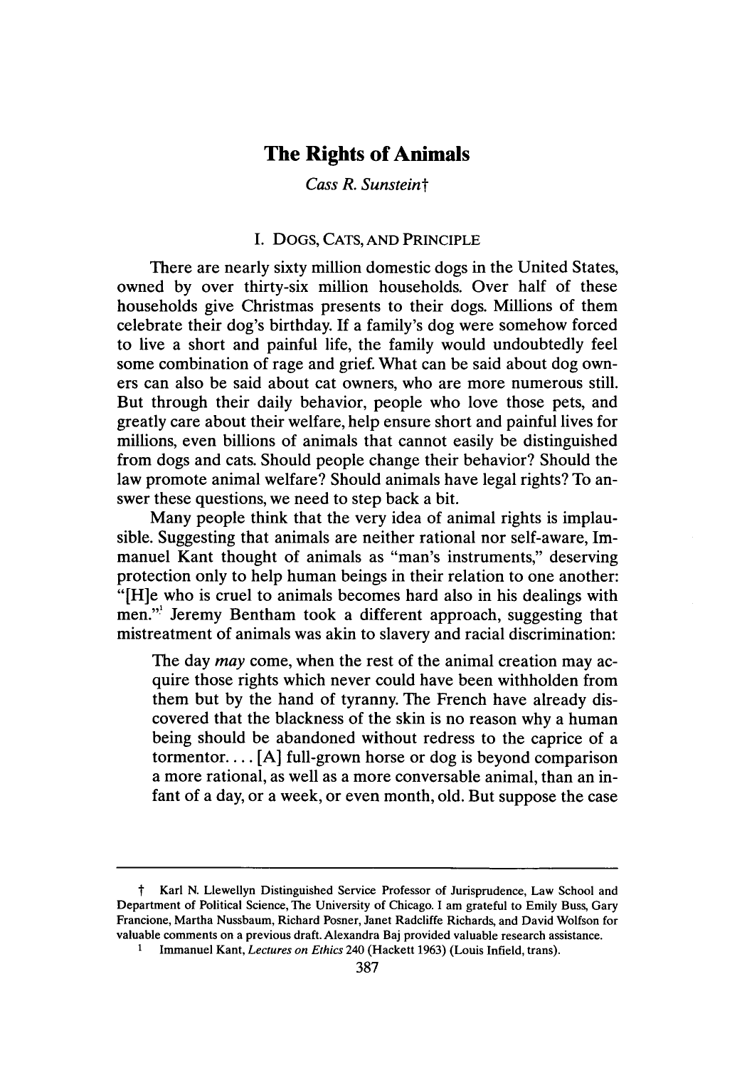# The Rights of Animals

*Cass R. Sunstein*†

## I. Dogs, Cats, and Principle

There are nearly sixty million domestic dogs in the United States, owned by over thirty-six million households. Over half of these households give Christmas presents to their dogs. Millions of them celebrate their dog's birthday. If a family's dog were somehow forced to live a short and painful life, the family would undoubtedly feel some combination of rage and grief. What can be said about dog owners can also be said about cat owners, who are more numerous still. But through their daily behavior, people who love those pets, and greatly care about their welfare, help ensure short and painful lives for millions, even billions of animals that cannot easily be distinguished from dogs and cats. Should people change their behavior? Should the law promote animal welfare? Should animals have legal rights? To answer these questions, we need to step back a bit.

Many people think that the very idea of animal rights is implausible. Suggesting that animals are neither rational nor self-aware, Immanuel Kant thought of animals as "man's instruments," deserving protection only to help human beings in their relation to one another: "[H]e who is cruel to animals becomes hard also in his dealings with men."[1] Jeremy Bentham took a different approach, suggesting that mistreatment of animals was akin to slavery and racial discrimination:

> The day *may* come, when the rest of the animal creation may acquire those rights which never could have been withholden from them but by the hand of tyranny. The French have already discovered that the blackness of the skin is no reason why a human being should be abandoned without redress to the caprice of a tormentor.... [A] full-grown horse or dog is beyond comparison a more rational, as well as a more conversable animal, than an infant of a day, or a week, or even month, old. But suppose the case

---

† Karl N. Llewellyn Distinguished Service Professor of Jurisprudence, Law School and Department of Political Science, The University of Chicago. I am grateful to Emily Buss, Gary Francione, Martha Nussbaum, Richard Posner, Janet Radcliffe Richards, and David Wolfson for valuable comments on a previous draft. Alexandra Baj provided valuable research assistance.

1 Immanuel Kant, *Lectures on Ethics* 240 (Hackett 1963) (Louis Infield, trans).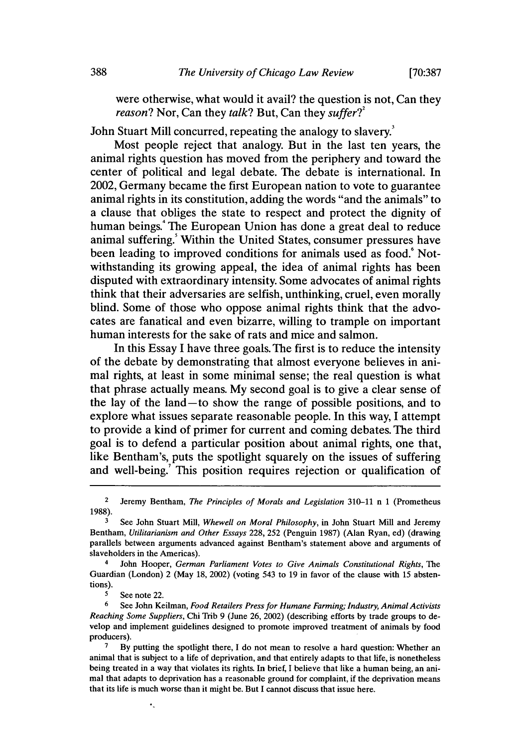were otherwise, what would it avail? the question is not, Can they *reason*? Nor, Can they *talk*? But, Can they *suffer*?[2]

John Stuart Mill concurred, repeating the analogy to slavery.[3]

Most people reject that analogy. But in the last ten years, the animal rights question has moved from the periphery and toward the center of political and legal debate. The debate is international. In 2002, Germany became the first European nation to vote to guarantee animal rights in its constitution, adding the words "and the animals" to a clause that obliges the state to respect and protect the dignity of human beings.[4] The European Union has done a great deal to reduce animal suffering.[5] Within the United States, consumer pressures have been leading to improved conditions for animals used as food.[6] Notwithstanding its growing appeal, the idea of animal rights has been disputed with extraordinary intensity. Some advocates of animal rights think that their adversaries are selfish, unthinking, cruel, even morally blind. Some of those who oppose animal rights think that the advocates are fanatical and even bizarre, willing to trample on important human interests for the sake of rats and mice and salmon.

In this Essay I have three goals. The first is to reduce the intensity of the debate by demonstrating that almost everyone believes in animal rights, at least in some minimal sense; the real question is what that phrase actually means. My second goal is to give a clear sense of the lay of the land—to show the range of possible positions, and to explore what issues separate reasonable people. In this way, I attempt to provide a kind of primer for current and coming debates. The third goal is to defend a particular position about animal rights, one that, like Bentham's, puts the spotlight squarely on the issues of suffering and well-being.[7] This position requires rejection or qualification of

---

[2] Jeremy Bentham, *The Principles of Morals and Legislation* 310–11 n 1 (Prometheus 1988).

[3] See John Stuart Mill, *Whewell on Moral Philosophy*, in John Stuart Mill and Jeremy Bentham, *Utilitarianism and Other Essays* 228, 252 (Penguin 1987) (Alan Ryan, ed) (drawing parallels between arguments advanced against Bentham's statement above and arguments of slaveholders in the Americas).

[4] John Hooper, *German Parliament Votes to Give Animals Constitutional Rights*, The Guardian (London) 2 (May 18, 2002) (voting 543 to 19 in favor of the clause with 15 abstentions).

[5] See note 22.

[6] See John Keilman, *Food Retailers Press for Humane Farming; Industry, Animal Activists Reaching Some Suppliers*, Chi Trib 9 (June 26, 2002) (describing efforts by trade groups to develop and implement guidelines designed to promote improved treatment of animals by food producers).

[7] By putting the spotlight there, I do not mean to resolve a hard question: Whether an animal that is subject to a life of deprivation, and that entirely adapts to that life, is nonetheless being treated in a way that violates its rights. In brief, I believe that like a human being, an animal that adapts to deprivation has a reasonable ground for complaint, if the deprivation means that its life is much worse than it might be. But I cannot discuss that issue here.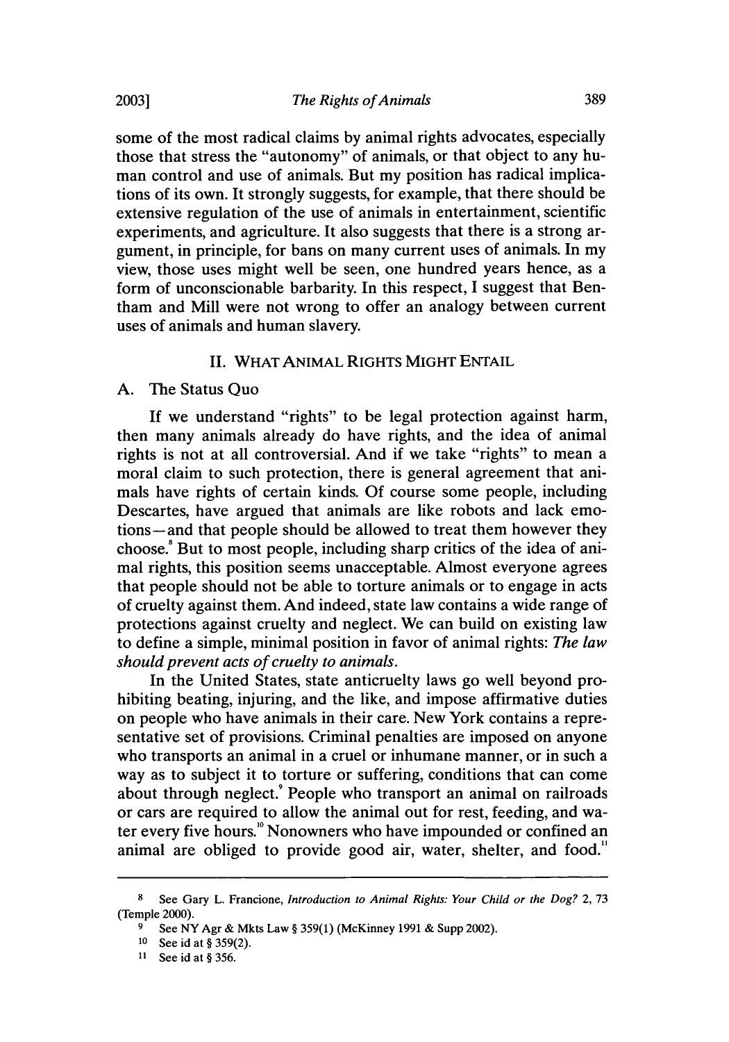some of the most radical claims by animal rights advocates, especially those that stress the "autonomy" of animals, or that object to any human control and use of animals. But my position has radical implications of its own. It strongly suggests, for example, that there should be extensive regulation of the use of animals in entertainment, scientific experiments, and agriculture. It also suggests that there is a strong argument, in principle, for bans on many current uses of animals. In my view, those uses might well be seen, one hundred years hence, as a form of unconscionable barbarity. In this respect, I suggest that Bentham and Mill were not wrong to offer an analogy between current uses of animals and human slavery.

## II. WHAT ANIMAL RIGHTS MIGHT ENTAIL

### A. The Status Quo

If we understand "rights" to be legal protection against harm, then many animals already do have rights, and the idea of animal rights is not at all controversial. And if we take "rights" to mean a moral claim to such protection, there is general agreement that animals have rights of certain kinds. Of course some people, including Descartes, have argued that animals are like robots and lack emotions—and that people should be allowed to treat them however they choose.[8] But to most people, including sharp critics of the idea of animal rights, this position seems unacceptable. Almost everyone agrees that people should not be able to torture animals or to engage in acts of cruelty against them. And indeed, state law contains a wide range of protections against cruelty and neglect. We can build on existing law to define a simple, minimal position in favor of animal rights: *The law should prevent acts of cruelty to animals.*

In the United States, state anticruelty laws go well beyond prohibiting beating, injuring, and the like, and impose affirmative duties on people who have animals in their care. New York contains a representative set of provisions. Criminal penalties are imposed on anyone who transports an animal in a cruel or inhumane manner, or in such a way as to subject it to torture or suffering, conditions that can come about through neglect.[9] People who transport an animal on railroads or cars are required to allow the animal out for rest, feeding, and water every five hours.[10] Nonowners who have impounded or confined an animal are obliged to provide good air, water, shelter, and food.[11]

---

[8] See Gary L. Francione, *Introduction to Animal Rights: Your Child or the Dog?* 2, 73 (Temple 2000).

[9] See NY Agr & Mkts Law § 359(1) (McKinney 1991 & Supp 2002).

[10] See id at § 359(2).

[11] See id at § 356.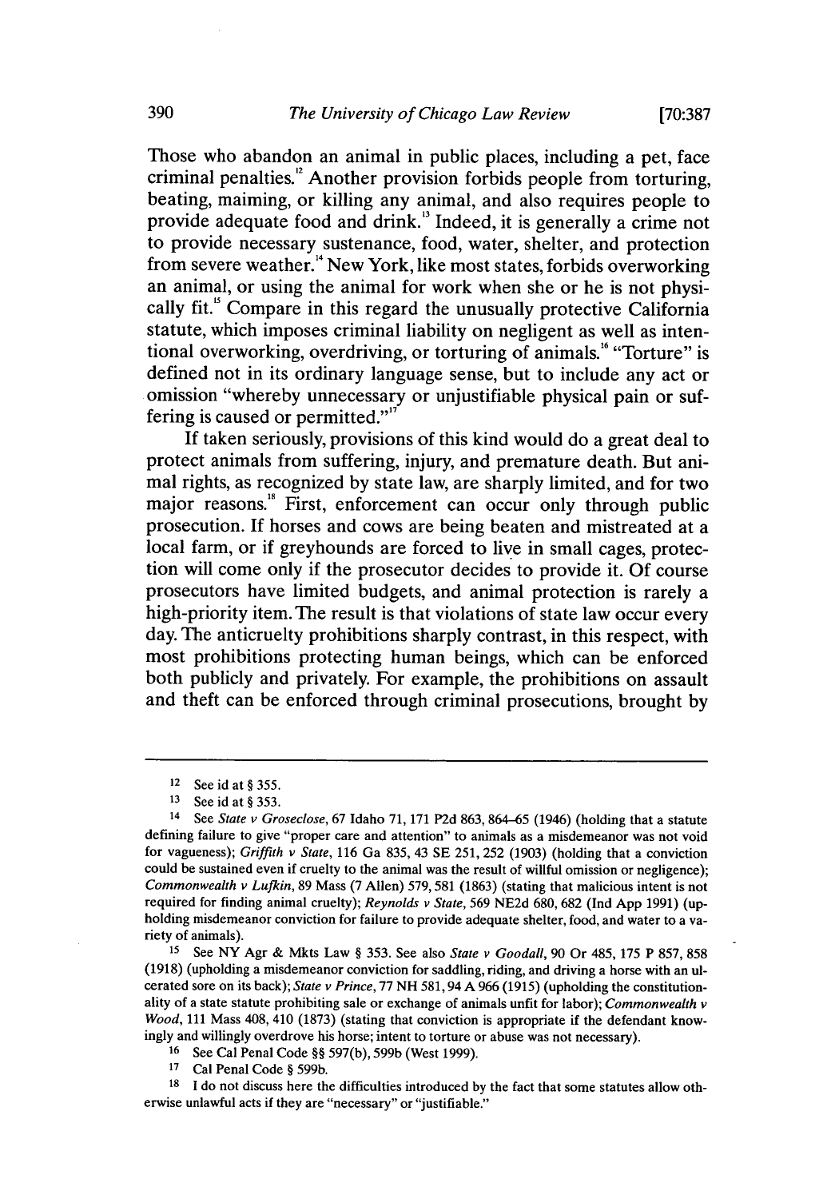Those who abandon an animal in public places, including a pet, face criminal penalties.[12] Another provision forbids people from torturing, beating, maiming, or killing any animal, and also requires people to provide adequate food and drink.[13] Indeed, it is generally a crime not to provide necessary sustenance, food, water, shelter, and protection from severe weather.[14] New York, like most states, forbids overworking an animal, or using the animal for work when she or he is not physically fit.[15] Compare in this regard the unusually protective California statute, which imposes criminal liability on negligent as well as intentional overworking, overdriving, or torturing of animals.[16] "Torture" is defined not in its ordinary language sense, but to include any act or omission "whereby unnecessary or unjustifiable physical pain or suffering is caused or permitted."[17]

If taken seriously, provisions of this kind would do a great deal to protect animals from suffering, injury, and premature death. But animal rights, as recognized by state law, are sharply limited, and for two major reasons.[18] First, enforcement can occur only through public prosecution. If horses and cows are being beaten and mistreated at a local farm, or if greyhounds are forced to live in small cages, protection will come only if the prosecutor decides to provide it. Of course prosecutors have limited budgets, and animal protection is rarely a high-priority item. The result is that violations of state law occur every day. The anticruelty prohibitions sharply contrast, in this respect, with most prohibitions protecting human beings, which can be enforced both publicly and privately. For example, the prohibitions on assault and theft can be enforced through criminal prosecutions, brought by

---

12 See id at § 355.

13 See id at § 353.

14 See *State v Groseclose*, 67 Idaho 71, 171 P2d 863, 864–65 (1946) (holding that a statute defining failure to give "proper care and attention" to animals as a misdemeanor was not void for vagueness); *Griffith v State*, 116 Ga 835, 43 SE 251, 252 (1903) (holding that a conviction could be sustained even if cruelty to the animal was the result of willful omission or negligence); *Commonwealth v Lufkin*, 89 Mass (7 Allen) 579, 581 (1863) (stating that malicious intent is not required for finding animal cruelty); *Reynolds v State*, 569 NE2d 680, 682 (Ind App 1991) (upholding misdemeanor conviction for failure to provide adequate shelter, food, and water to a variety of animals).

15 See NY Agr & Mkts Law § 353. See also *State v Goodall*, 90 Or 485, 175 P 857, 858 (1918) (upholding a misdemeanor conviction for saddling, riding, and driving a horse with an ulcerated sore on its back); *State v Prince*, 77 NH 581, 94 A 966 (1915) (upholding the constitutionality of a state statute prohibiting sale or exchange of animals unfit for labor); *Commonwealth v Wood*, 111 Mass 408, 410 (1873) (stating that conviction is appropriate if the defendant knowingly and willingly overdrove his horse; intent to torture or abuse was not necessary).

16 See Cal Penal Code §§ 597(b), 599b (West 1999).

17 Cal Penal Code § 599b.

18 I do not discuss here the difficulties introduced by the fact that some statutes allow otherwise unlawful acts if they are "necessary" or "justifiable."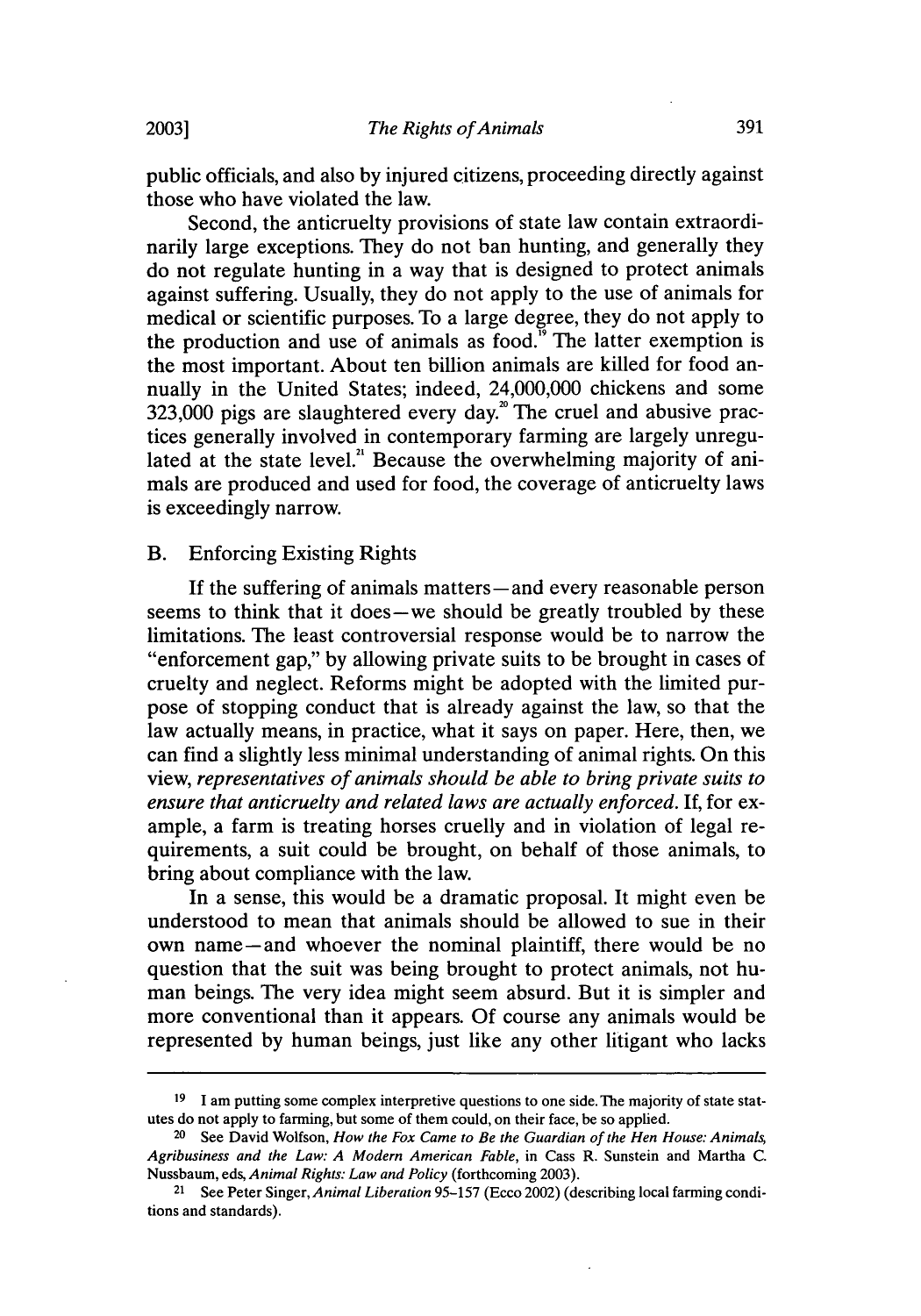public officials, and also by injured citizens, proceeding directly against those who have violated the law.

Second, the anticruelty provisions of state law contain extraordinarily large exceptions. They do not ban hunting, and generally they do not regulate hunting in a way that is designed to protect animals against suffering. Usually, they do not apply to the use of animals for medical or scientific purposes. To a large degree, they do not apply to the production and use of animals as food.[19] The latter exemption is the most important. About ten billion animals are killed for food annually in the United States; indeed, 24,000,000 chickens and some 323,000 pigs are slaughtered every day.[20] The cruel and abusive practices generally involved in contemporary farming are largely unregulated at the state level.[21] Because the overwhelming majority of animals are produced and used for food, the coverage of anticruelty laws is exceedingly narrow.

## B. Enforcing Existing Rights

If the suffering of animals matters—and every reasonable person seems to think that it does—we should be greatly troubled by these limitations. The least controversial response would be to narrow the "enforcement gap," by allowing private suits to be brought in cases of cruelty and neglect. Reforms might be adopted with the limited purpose of stopping conduct that is already against the law, so that the law actually means, in practice, what it says on paper. Here, then, we can find a slightly less minimal understanding of animal rights. On this view, *representatives of animals should be able to bring private suits to ensure that anticruelty and related laws are actually enforced.* If, for example, a farm is treating horses cruelly and in violation of legal requirements, a suit could be brought, on behalf of those animals, to bring about compliance with the law.

In a sense, this would be a dramatic proposal. It might even be understood to mean that animals should be allowed to sue in their own name—and whoever the nominal plaintiff, there would be no question that the suit was being brought to protect animals, not human beings. The very idea might seem absurd. But it is simpler and more conventional than it appears. Of course any animals would be represented by human beings, just like any other litigant who lacks

---

[19] I am putting some complex interpretive questions to one side. The majority of state statutes do not apply to farming, but some of them could, on their face, be so applied.

[20] See David Wolfson, *How the Fox Came to Be the Guardian of the Hen House: Animals, Agribusiness and the Law: A Modern American Fable*, in Cass R. Sunstein and Martha C. Nussbaum, eds, *Animal Rights: Law and Policy* (forthcoming 2003).

[21] See Peter Singer, *Animal Liberation* 95–157 (Ecco 2002) (describing local farming conditions and standards).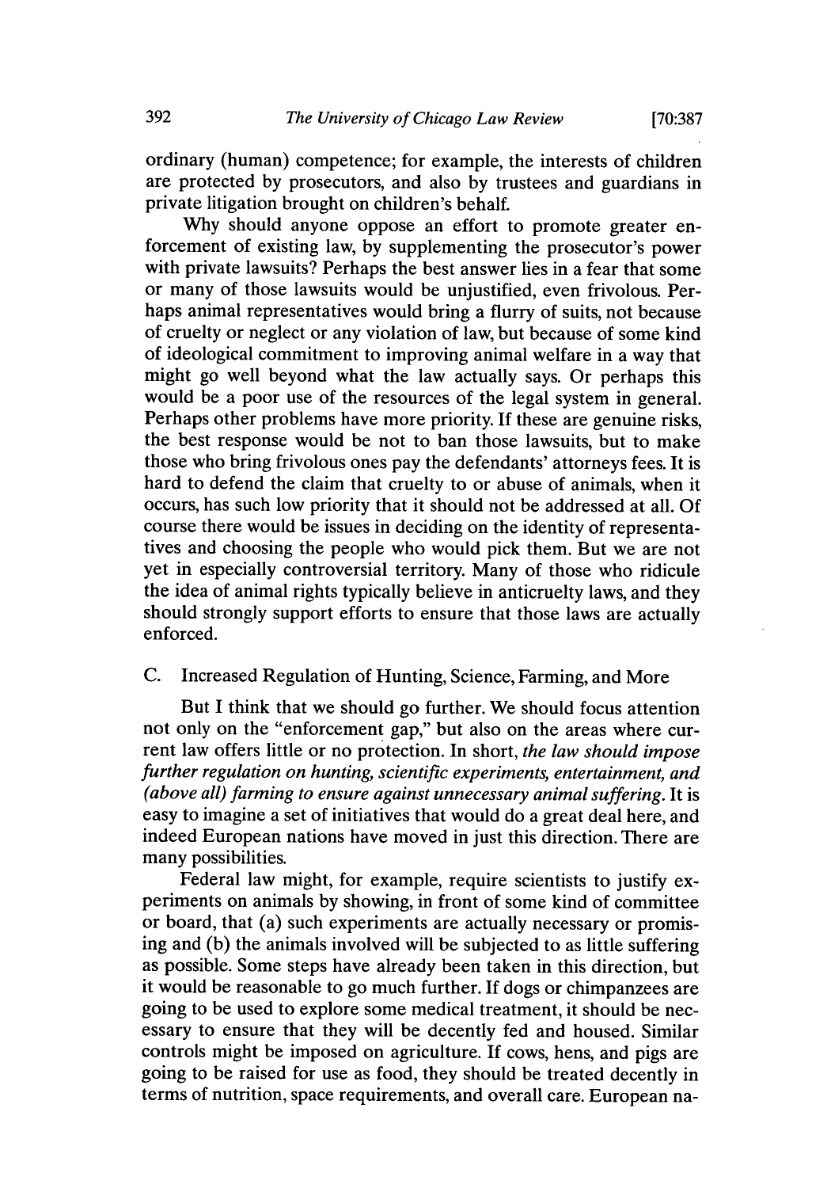ordinary (human) competence; for example, the interests of children are protected by prosecutors, and also by trustees and guardians in private litigation brought on children's behalf.

Why should anyone oppose an effort to promote greater enforcement of existing law, by supplementing the prosecutor's power with private lawsuits? Perhaps the best answer lies in a fear that some or many of those lawsuits would be unjustified, even frivolous. Perhaps animal representatives would bring a flurry of suits, not because of cruelty or neglect or any violation of law, but because of some kind of ideological commitment to improving animal welfare in a way that might go well beyond what the law actually says. Or perhaps this would be a poor use of the resources of the legal system in general. Perhaps other problems have more priority. If these are genuine risks, the best response would be not to ban those lawsuits, but to make those who bring frivolous ones pay the defendants' attorneys fees. It is hard to defend the claim that cruelty to or abuse of animals, when it occurs, has such low priority that it should not be addressed at all. Of course there would be issues in deciding on the identity of representatives and choosing the people who would pick them. But we are not yet in especially controversial territory. Many of those who ridicule the idea of animal rights typically believe in anticruelty laws, and they should strongly support efforts to ensure that those laws are actually enforced.

### C. Increased Regulation of Hunting, Science, Farming, and More

But I think that we should go further. We should focus attention not only on the "enforcement gap," but also on the areas where current law offers little or no protection. In short, *the law should impose further regulation on hunting, scientific experiments, entertainment, and (above all) farming to ensure against unnecessary animal suffering*. It is easy to imagine a set of initiatives that would do a great deal here, and indeed European nations have moved in just this direction. There are many possibilities.

Federal law might, for example, require scientists to justify experiments on animals by showing, in front of some kind of committee or board, that (a) such experiments are actually necessary or promising and (b) the animals involved will be subjected to as little suffering as possible. Some steps have already been taken in this direction, but it would be reasonable to go much further. If dogs or chimpanzees are going to be used to explore some medical treatment, it should be necessary to ensure that they will be decently fed and housed. Similar controls might be imposed on agriculture. If cows, hens, and pigs are going to be raised for use as food, they should be treated decently in terms of nutrition, space requirements, and overall care. European na-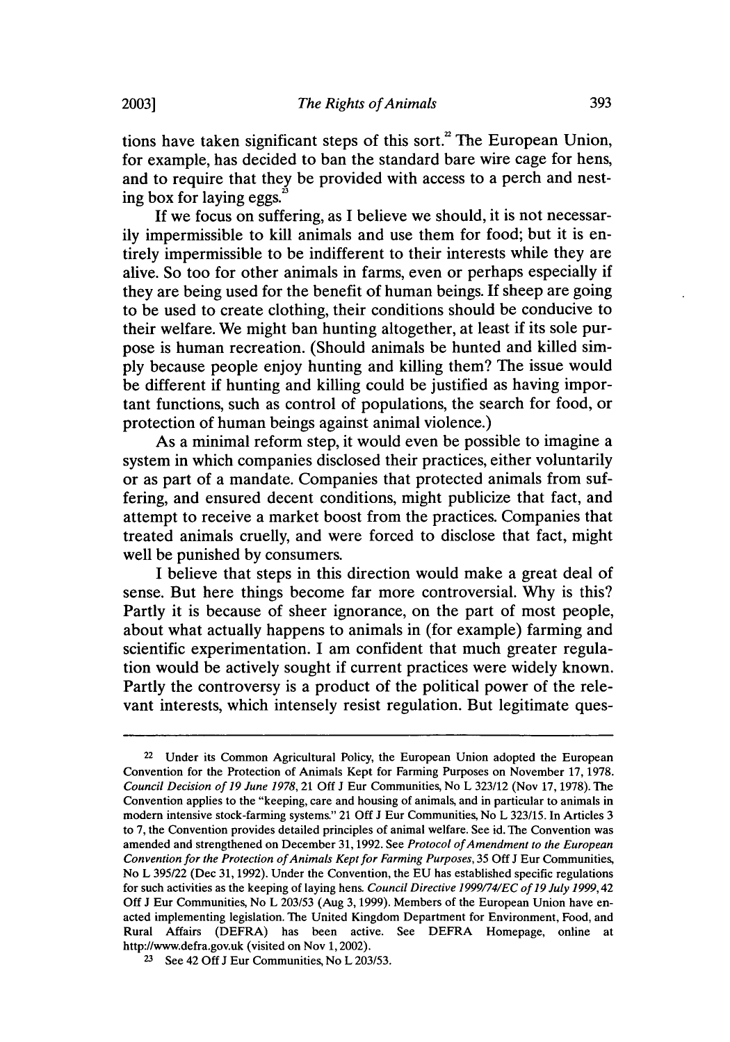tions have taken significant steps of this sort.[22] The European Union, for example, has decided to ban the standard bare wire cage for hens, and to require that they be provided with access to a perch and nesting box for laying eggs.[23]

If we focus on suffering, as I believe we should, it is not necessarily impermissible to kill animals and use them for food; but it is entirely impermissible to be indifferent to their interests while they are alive. So too for other animals in farms, even or perhaps especially if they are being used for the benefit of human beings. If sheep are going to be used to create clothing, their conditions should be conducive to their welfare. We might ban hunting altogether, at least if its sole purpose is human recreation. (Should animals be hunted and killed simply because people enjoy hunting and killing them? The issue would be different if hunting and killing could be justified as having important functions, such as control of populations, the search for food, or protection of human beings against animal violence.)

As a minimal reform step, it would even be possible to imagine a system in which companies disclosed their practices, either voluntarily or as part of a mandate. Companies that protected animals from suffering, and ensured decent conditions, might publicize that fact, and attempt to receive a market boost from the practices. Companies that treated animals cruelly, and were forced to disclose that fact, might well be punished by consumers.

I believe that steps in this direction would make a great deal of sense. But here things become far more controversial. Why is this? Partly it is because of sheer ignorance, on the part of most people, about what actually happens to animals in (for example) farming and scientific experimentation. I am confident that much greater regulation would be actively sought if current practices were widely known. Partly the controversy is a product of the political power of the relevant interests, which intensely resist regulation. But legitimate ques-

---

[22] Under its Common Agricultural Policy, the European Union adopted the European Convention for the Protection of Animals Kept for Farming Purposes on November 17, 1978. *Council Decision of 19 June 1978*, 21 Off J Eur Communities, No L 323/12 (Nov 17, 1978). The Convention applies to the "keeping, care and housing of animals, and in particular to animals in modern intensive stock-farming systems." 21 Off J Eur Communities, No L 323/15. In Articles 3 to 7, the Convention provides detailed principles of animal welfare. See id. The Convention was amended and strengthened on December 31, 1992. See *Protocol of Amendment to the European Convention for the Protection of Animals Kept for Farming Purposes*, 35 Off J Eur Communities, No L 395/22 (Dec 31, 1992). Under the Convention, the EU has established specific regulations for such activities as the keeping of laying hens. *Council Directive 1999/74/EC of 19 July 1999*, 42 Off J Eur Communities, No L 203/53 (Aug 3, 1999). Members of the European Union have enacted implementing legislation. The United Kingdom Department for Environment, Food, and Rural Affairs (DEFRA) has been active. See DEFRA Homepage, online at http://www.defra.gov.uk (visited on Nov 1, 2002).

[23] See 42 Off J Eur Communities, No L 203/53.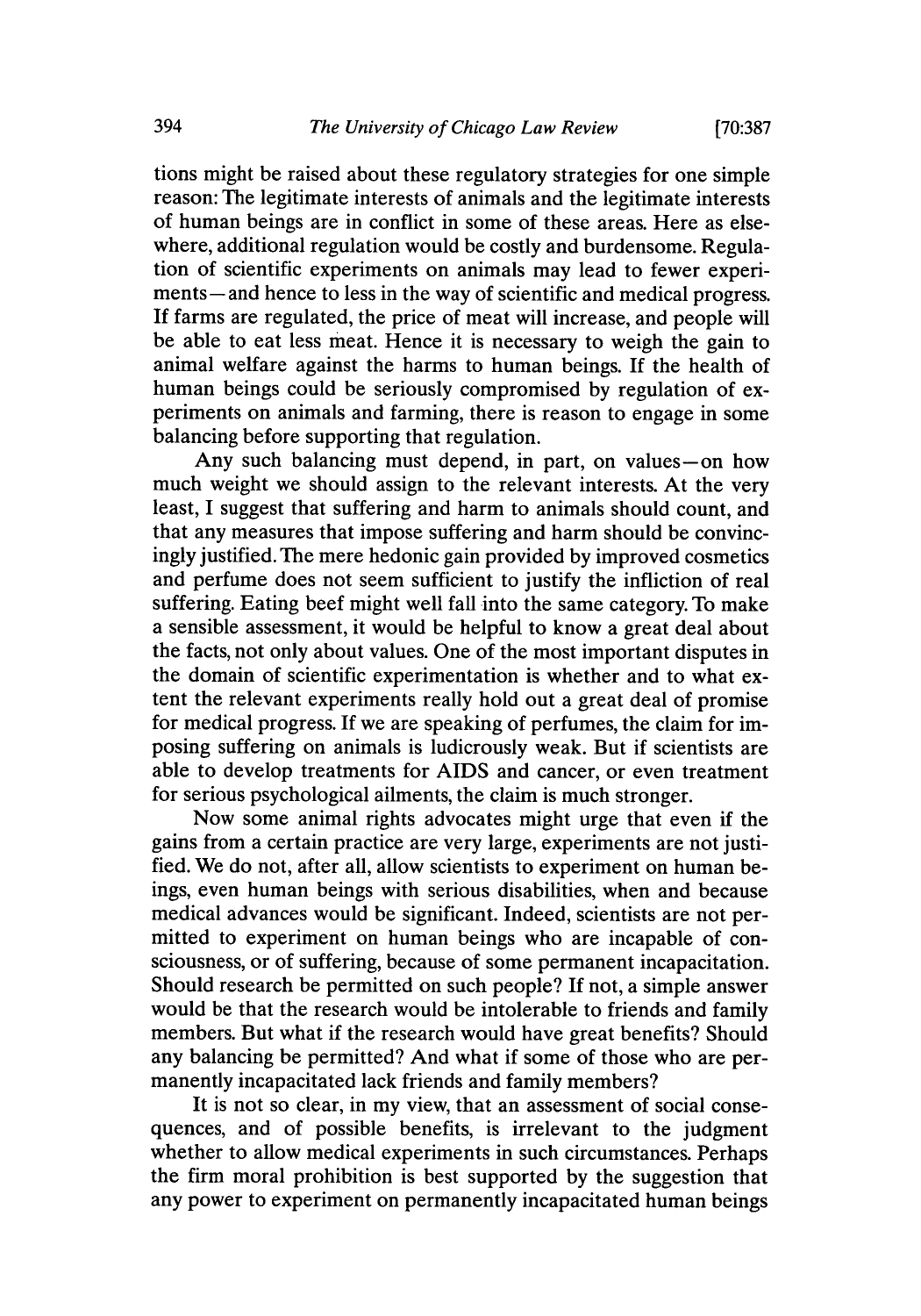tions might be raised about these regulatory strategies for one simple reason: The legitimate interests of animals and the legitimate interests of human beings are in conflict in some of these areas. Here as elsewhere, additional regulation would be costly and burdensome. Regulation of scientific experiments on animals may lead to fewer experiments—and hence to less in the way of scientific and medical progress. If farms are regulated, the price of meat will increase, and people will be able to eat less meat. Hence it is necessary to weigh the gain to animal welfare against the harms to human beings. If the health of human beings could be seriously compromised by regulation of experiments on animals and farming, there is reason to engage in some balancing before supporting that regulation.

Any such balancing must depend, in part, on values—on how much weight we should assign to the relevant interests. At the very least, I suggest that suffering and harm to animals should count, and that any measures that impose suffering and harm should be convincingly justified. The mere hedonic gain provided by improved cosmetics and perfume does not seem sufficient to justify the infliction of real suffering. Eating beef might well fall into the same category. To make a sensible assessment, it would be helpful to know a great deal about the facts, not only about values. One of the most important disputes in the domain of scientific experimentation is whether and to what extent the relevant experiments really hold out a great deal of promise for medical progress. If we are speaking of perfumes, the claim for imposing suffering on animals is ludicrously weak. But if scientists are able to develop treatments for AIDS and cancer, or even treatment for serious psychological ailments, the claim is much stronger.

Now some animal rights advocates might urge that even if the gains from a certain practice are very large, experiments are not justified. We do not, after all, allow scientists to experiment on human beings, even human beings with serious disabilities, when and because medical advances would be significant. Indeed, scientists are not permitted to experiment on human beings who are incapable of consciousness, or of suffering, because of some permanent incapacitation. Should research be permitted on such people? If not, a simple answer would be that the research would be intolerable to friends and family members. But what if the research would have great benefits? Should any balancing be permitted? And what if some of those who are permanently incapacitated lack friends and family members?

It is not so clear, in my view, that an assessment of social consequences, and of possible benefits, is irrelevant to the judgment whether to allow medical experiments in such circumstances. Perhaps the firm moral prohibition is best supported by the suggestion that any power to experiment on permanently incapacitated human beings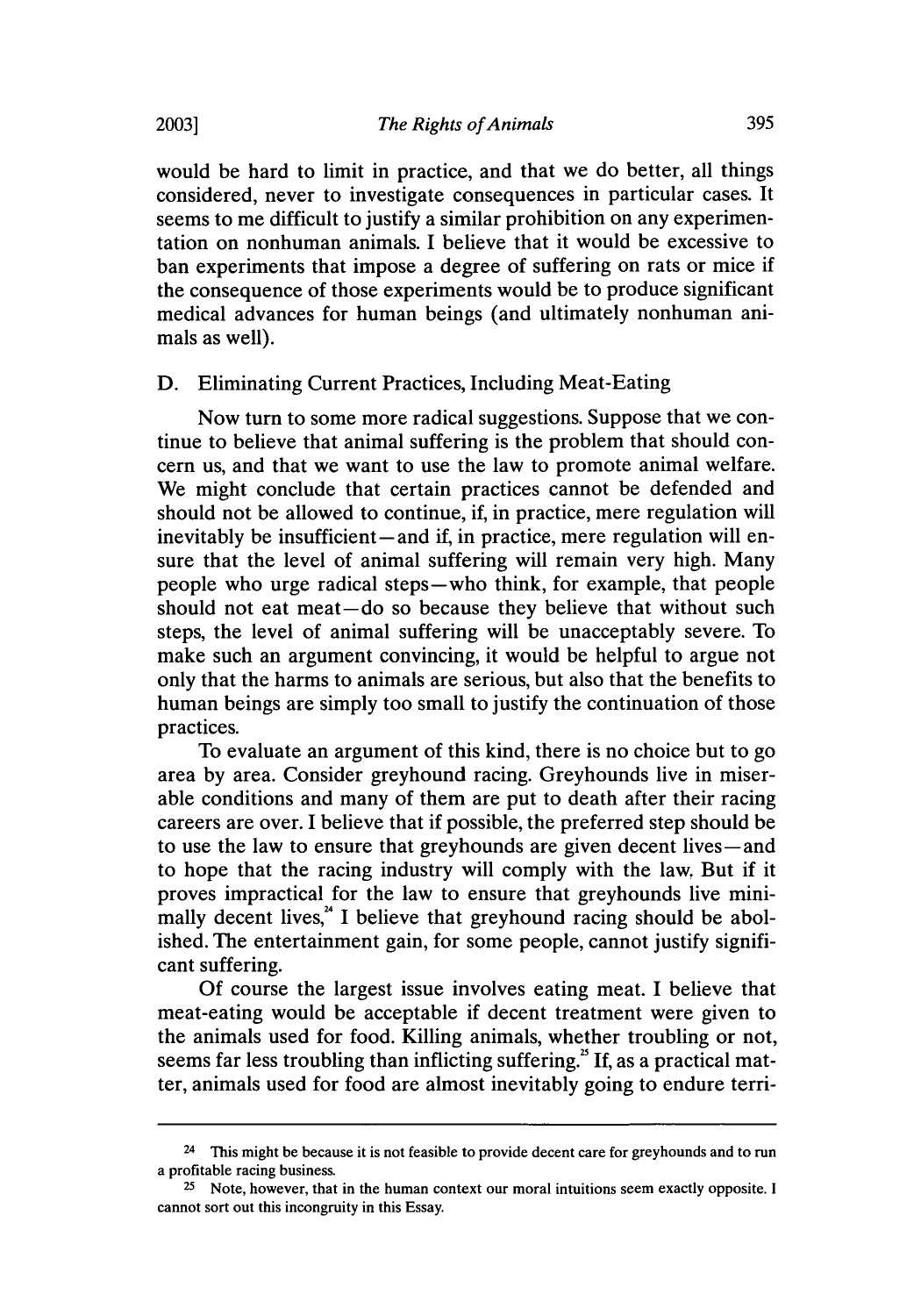would be hard to limit in practice, and that we do better, all things considered, never to investigate consequences in particular cases. It seems to me difficult to justify a similar prohibition on any experimentation on nonhuman animals. I believe that it would be excessive to ban experiments that impose a degree of suffering on rats or mice if the consequence of those experiments would be to produce significant medical advances for human beings (and ultimately nonhuman animals as well).

### D. Eliminating Current Practices, Including Meat-Eating

Now turn to some more radical suggestions. Suppose that we continue to believe that animal suffering is the problem that should concern us, and that we want to use the law to promote animal welfare. We might conclude that certain practices cannot be defended and should not be allowed to continue, if, in practice, mere regulation will inevitably be insufficient—and if, in practice, mere regulation will ensure that the level of animal suffering will remain very high. Many people who urge radical steps—who think, for example, that people should not eat meat—do so because they believe that without such steps, the level of animal suffering will be unacceptably severe. To make such an argument convincing, it would be helpful to argue not only that the harms to animals are serious, but also that the benefits to human beings are simply too small to justify the continuation of those practices.

To evaluate an argument of this kind, there is no choice but to go area by area. Consider greyhound racing. Greyhounds live in miserable conditions and many of them are put to death after their racing careers are over. I believe that if possible, the preferred step should be to use the law to ensure that greyhounds are given decent lives—and to hope that the racing industry will comply with the law. But if it proves impractical for the law to ensure that greyhounds live minimally decent lives,[24] I believe that greyhound racing should be abolished. The entertainment gain, for some people, cannot justify significant suffering.

Of course the largest issue involves eating meat. I believe that meat-eating would be acceptable if decent treatment were given to the animals used for food. Killing animals, whether troubling or not, seems far less troubling than inflicting suffering.[25] If, as a practical matter, animals used for food are almost inevitably going to endure terri-

---

[24] This might be because it is not feasible to provide decent care for greyhounds and to run a profitable racing business.

[25] Note, however, that in the human context our moral intuitions seem exactly opposite. I cannot sort out this incongruity in this Essay.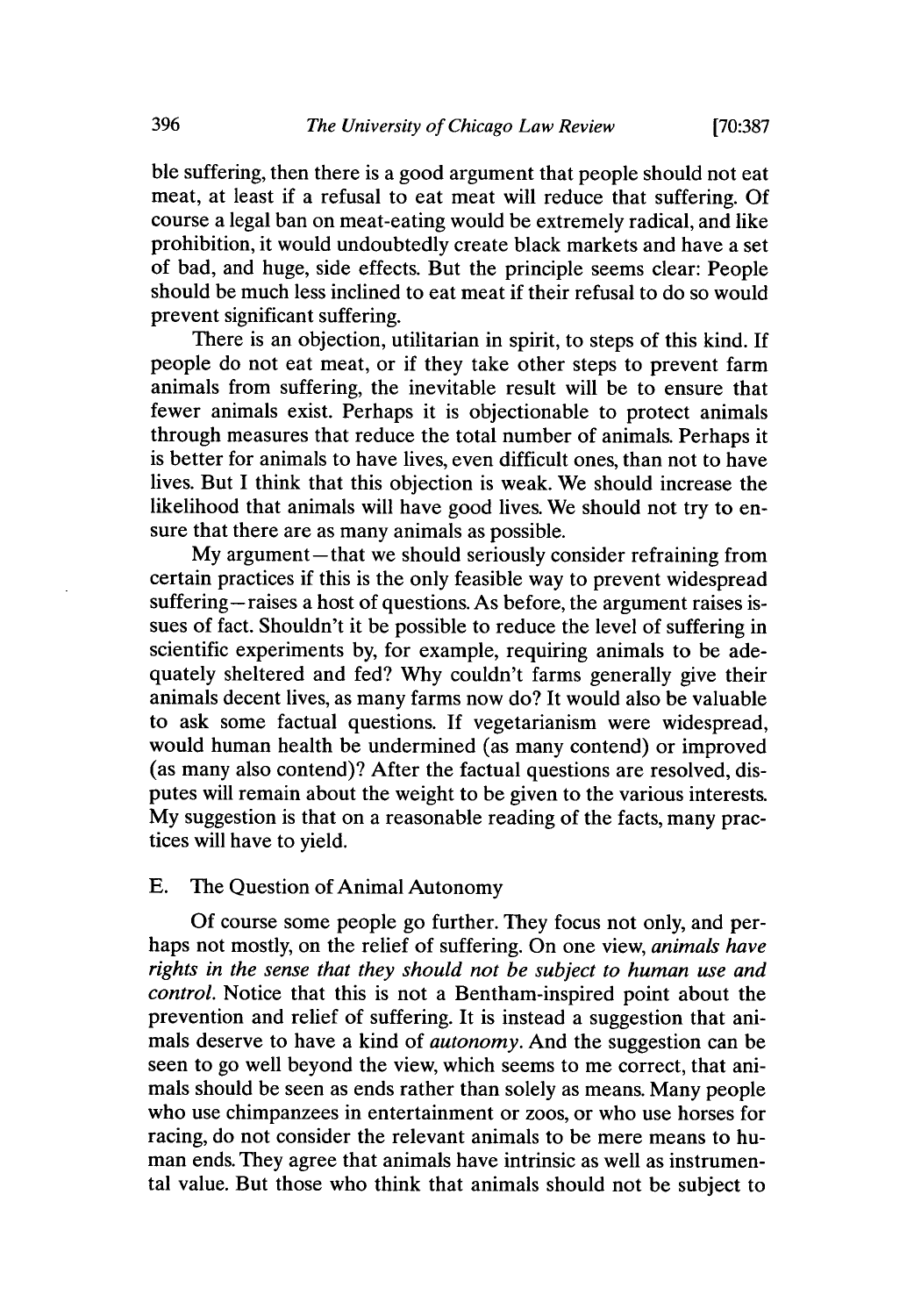ble suffering, then there is a good argument that people should not eat meat, at least if a refusal to eat meat will reduce that suffering. Of course a legal ban on meat-eating would be extremely radical, and like prohibition, it would undoubtedly create black markets and have a set of bad, and huge, side effects. But the principle seems clear: People should be much less inclined to eat meat if their refusal to do so would prevent significant suffering.

There is an objection, utilitarian in spirit, to steps of this kind. If people do not eat meat, or if they take other steps to prevent farm animals from suffering, the inevitable result will be to ensure that fewer animals exist. Perhaps it is objectionable to protect animals through measures that reduce the total number of animals. Perhaps it is better for animals to have lives, even difficult ones, than not to have lives. But I think that this objection is weak. We should increase the likelihood that animals will have good lives. We should not try to ensure that there are as many animals as possible.

My argument—that we should seriously consider refraining from certain practices if this is the only feasible way to prevent widespread suffering—raises a host of questions. As before, the argument raises issues of fact. Shouldn't it be possible to reduce the level of suffering in scientific experiments by, for example, requiring animals to be adequately sheltered and fed? Why couldn't farms generally give their animals decent lives, as many farms now do? It would also be valuable to ask some factual questions. If vegetarianism were widespread, would human health be undermined (as many contend) or improved (as many also contend)? After the factual questions are resolved, disputes will remain about the weight to be given to the various interests. My suggestion is that on a reasonable reading of the facts, many practices will have to yield.

### E. The Question of Animal Autonomy

Of course some people go further. They focus not only, and perhaps not mostly, on the relief of suffering. On one view, *animals have rights in the sense that they should not be subject to human use and control*. Notice that this is not a Bentham-inspired point about the prevention and relief of suffering. It is instead a suggestion that animals deserve to have a kind of *autonomy*. And the suggestion can be seen to go well beyond the view, which seems to me correct, that animals should be seen as ends rather than solely as means. Many people who use chimpanzees in entertainment or zoos, or who use horses for racing, do not consider the relevant animals to be mere means to human ends. They agree that animals have intrinsic as well as instrumental value. But those who think that animals should not be subject to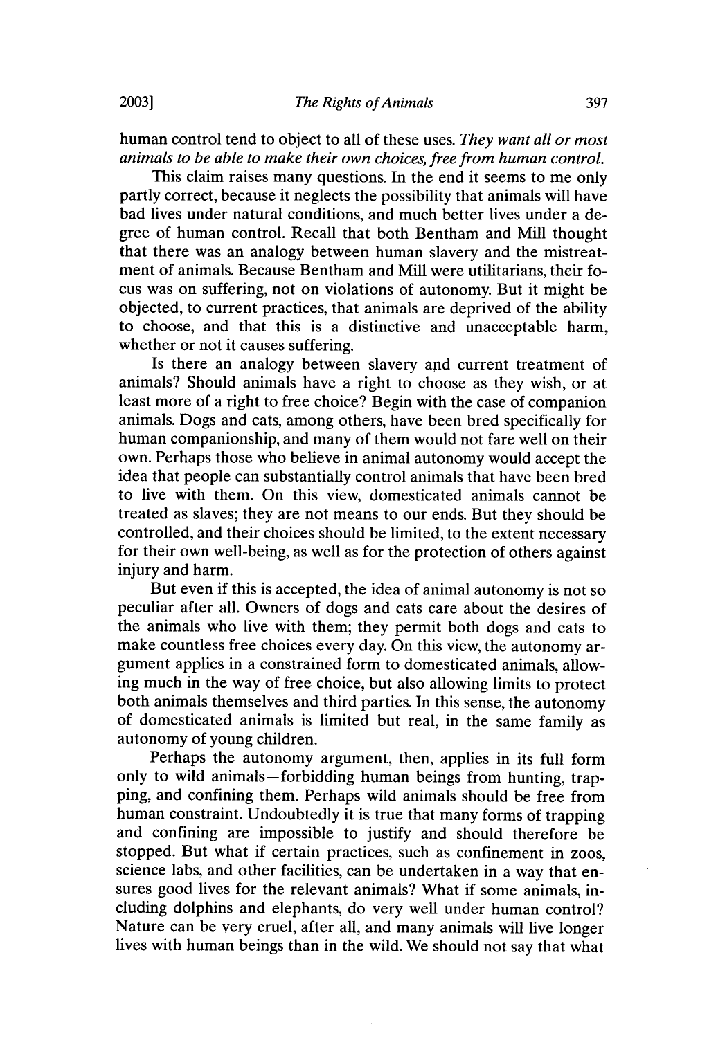human control tend to object to all of these uses. *They want all or most animals to be able to make their own choices, free from human control.*

This claim raises many questions. In the end it seems to me only partly correct, because it neglects the possibility that animals will have bad lives under natural conditions, and much better lives under a degree of human control. Recall that both Bentham and Mill thought that there was an analogy between human slavery and the mistreatment of animals. Because Bentham and Mill were utilitarians, their focus was on suffering, not on violations of autonomy. But it might be objected, to current practices, that animals are deprived of the ability to choose, and that this is a distinctive and unacceptable harm, whether or not it causes suffering.

Is there an analogy between slavery and current treatment of animals? Should animals have a right to choose as they wish, or at least more of a right to free choice? Begin with the case of companion animals. Dogs and cats, among others, have been bred specifically for human companionship, and many of them would not fare well on their own. Perhaps those who believe in animal autonomy would accept the idea that people can substantially control animals that have been bred to live with them. On this view, domesticated animals cannot be treated as slaves; they are not means to our ends. But they should be controlled, and their choices should be limited, to the extent necessary for their own well-being, as well as for the protection of others against injury and harm.

But even if this is accepted, the idea of animal autonomy is not so peculiar after all. Owners of dogs and cats care about the desires of the animals who live with them; they permit both dogs and cats to make countless free choices every day. On this view, the autonomy argument applies in a constrained form to domesticated animals, allowing much in the way of free choice, but also allowing limits to protect both animals themselves and third parties. In this sense, the autonomy of domesticated animals is limited but real, in the same family as autonomy of young children.

Perhaps the autonomy argument, then, applies in its full form only to wild animals—forbidding human beings from hunting, trapping, and confining them. Perhaps wild animals should be free from human constraint. Undoubtedly it is true that many forms of trapping and confining are impossible to justify and should therefore be stopped. But what if certain practices, such as confinement in zoos, science labs, and other facilities, can be undertaken in a way that ensures good lives for the relevant animals? What if some animals, including dolphins and elephants, do very well under human control? Nature can be very cruel, after all, and many animals will live longer lives with human beings than in the wild. We should not say that what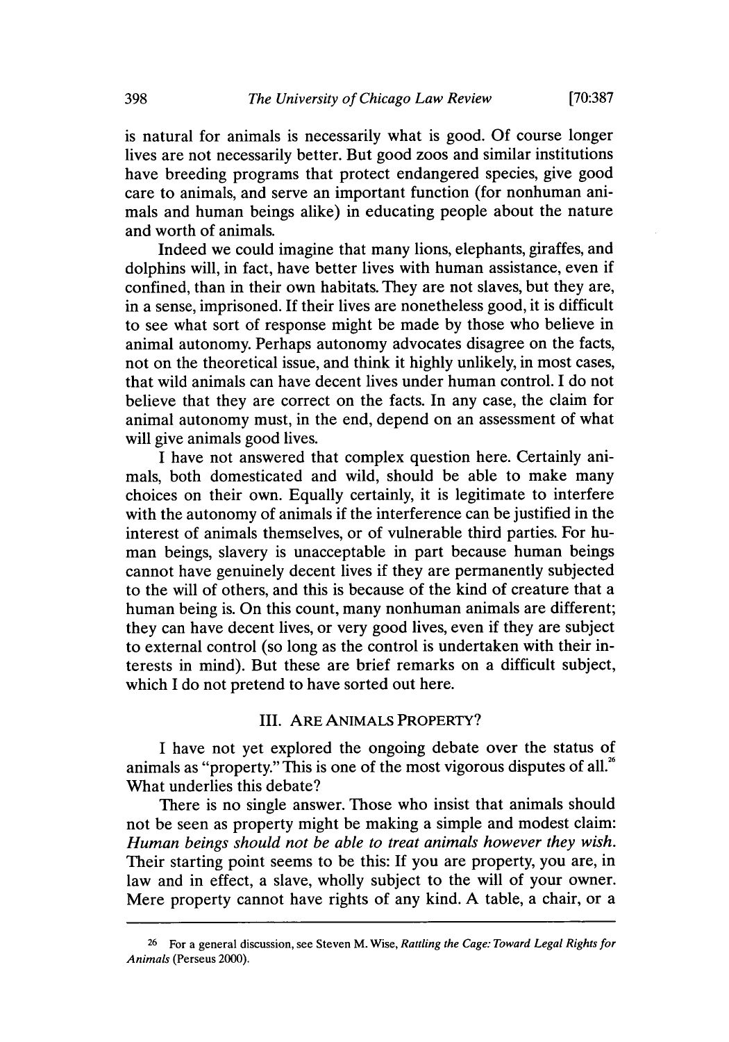is natural for animals is necessarily what is good. Of course longer lives are not necessarily better. But good zoos and similar institutions have breeding programs that protect endangered species, give good care to animals, and serve an important function (for nonhuman animals and human beings alike) in educating people about the nature and worth of animals.

Indeed we could imagine that many lions, elephants, giraffes, and dolphins will, in fact, have better lives with human assistance, even if confined, than in their own habitats. They are not slaves, but they are, in a sense, imprisoned. If their lives are nonetheless good, it is difficult to see what sort of response might be made by those who believe in animal autonomy. Perhaps autonomy advocates disagree on the facts, not on the theoretical issue, and think it highly unlikely, in most cases, that wild animals can have decent lives under human control. I do not believe that they are correct on the facts. In any case, the claim for animal autonomy must, in the end, depend on an assessment of what will give animals good lives.

I have not answered that complex question here. Certainly animals, both domesticated and wild, should be able to make many choices on their own. Equally certainly, it is legitimate to interfere with the autonomy of animals if the interference can be justified in the interest of animals themselves, or of vulnerable third parties. For human beings, slavery is unacceptable in part because human beings cannot have genuinely decent lives if they are permanently subjected to the will of others, and this is because of the kind of creature that a human being is. On this count, many nonhuman animals are different; they can have decent lives, or very good lives, even if they are subject to external control (so long as the control is undertaken with their interests in mind). But these are brief remarks on a difficult subject, which I do not pretend to have sorted out here.

## III. ARE ANIMALS PROPERTY?

I have not yet explored the ongoing debate over the status of animals as "property." This is one of the most vigorous disputes of all.[26] What underlies this debate?

There is no single answer. Those who insist that animals should not be seen as property might be making a simple and modest claim: *Human beings should not be able to treat animals however they wish.* Their starting point seems to be this: If you are property, you are, in law and in effect, a slave, wholly subject to the will of your owner. Mere property cannot have rights of any kind. A table, a chair, or a

---

[26] For a general discussion, see Steven M. Wise, *Rattling the Cage: Toward Legal Rights for Animals* (Perseus 2000).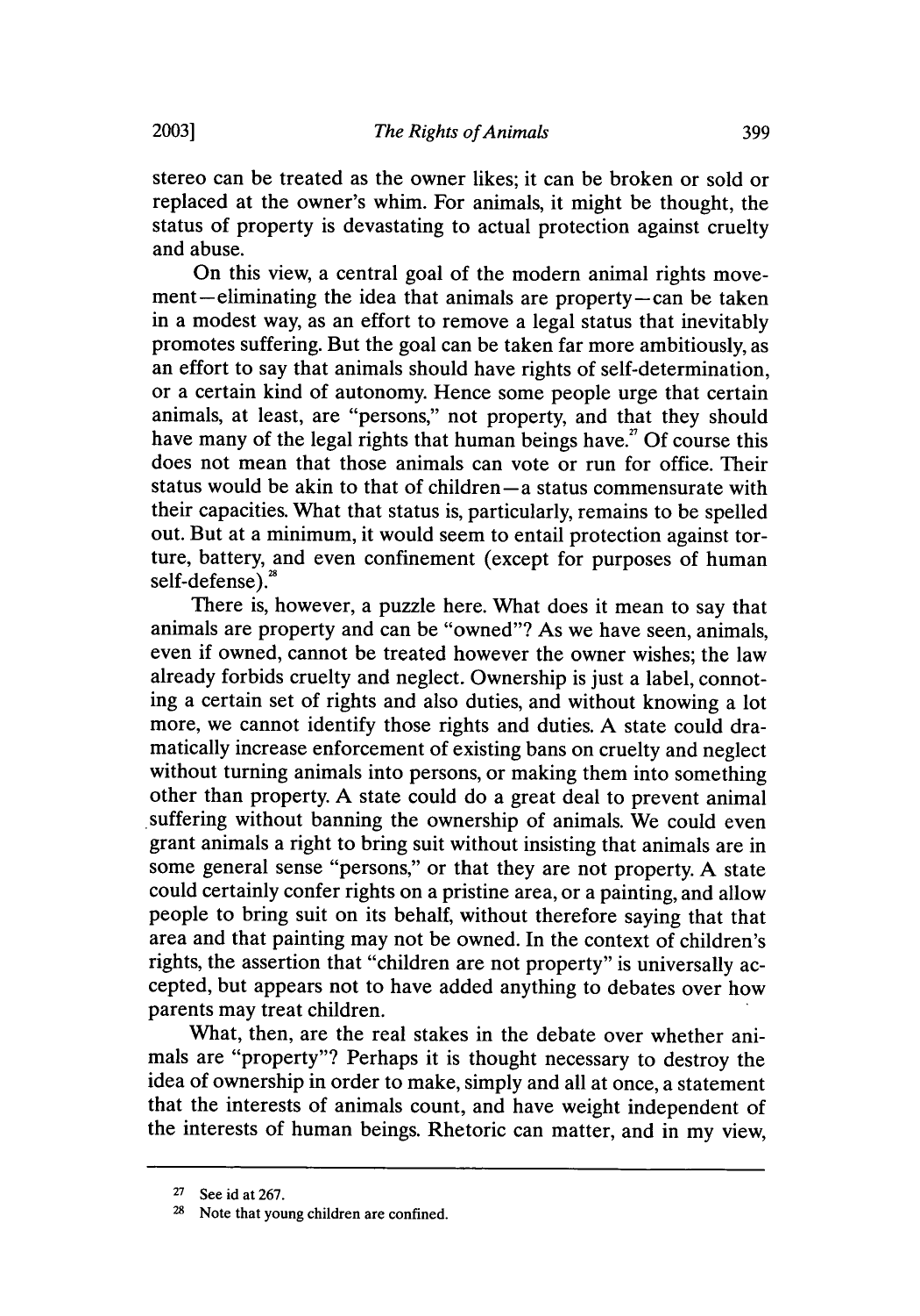stereo can be treated as the owner likes; it can be broken or sold or replaced at the owner's whim. For animals, it might be thought, the status of property is devastating to actual protection against cruelty and abuse.

On this view, a central goal of the modern animal rights movement—eliminating the idea that animals are property—can be taken in a modest way, as an effort to remove a legal status that inevitably promotes suffering. But the goal can be taken far more ambitiously, as an effort to say that animals should have rights of self-determination, or a certain kind of autonomy. Hence some people urge that certain animals, at least, are "persons," not property, and that they should have many of the legal rights that human beings have.[27] Of course this does not mean that those animals can vote or run for office. Their status would be akin to that of children—a status commensurate with their capacities. What that status is, particularly, remains to be spelled out. But at a minimum, it would seem to entail protection against torture, battery, and even confinement (except for purposes of human self-defense).[28]

There is, however, a puzzle here. What does it mean to say that animals are property and can be "owned"? As we have seen, animals, even if owned, cannot be treated however the owner wishes; the law already forbids cruelty and neglect. Ownership is just a label, connoting a certain set of rights and also duties, and without knowing a lot more, we cannot identify those rights and duties. A state could dramatically increase enforcement of existing bans on cruelty and neglect without turning animals into persons, or making them into something other than property. A state could do a great deal to prevent animal suffering without banning the ownership of animals. We could even grant animals a right to bring suit without insisting that animals are in some general sense "persons," or that they are not property. A state could certainly confer rights on a pristine area, or a painting, and allow people to bring suit on its behalf, without therefore saying that that area and that painting may not be owned. In the context of children's rights, the assertion that "children are not property" is universally accepted, but appears not to have added anything to debates over how parents may treat children.

What, then, are the real stakes in the debate over whether animals are "property"? Perhaps it is thought necessary to destroy the idea of ownership in order to make, simply and all at once, a statement that the interests of animals count, and have weight independent of the interests of human beings. Rhetoric can matter, and in my view,

---

[27] See id at 267.

[28] Note that young children are confined.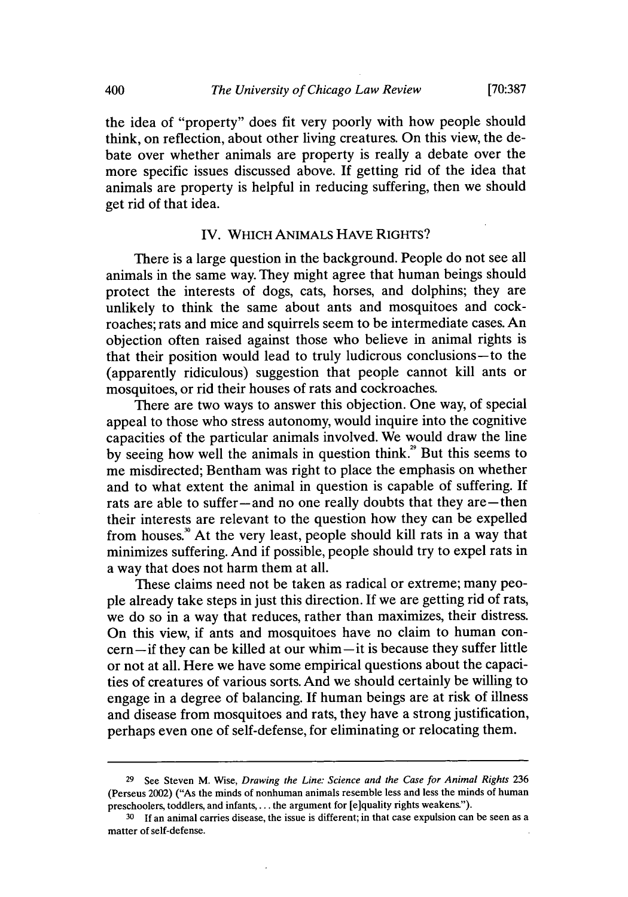the idea of "property" does fit very poorly with how people should think, on reflection, about other living creatures. On this view, the debate over whether animals are property is really a debate over the more specific issues discussed above. If getting rid of the idea that animals are property is helpful in reducing suffering, then we should get rid of that idea.

## IV. WHICH ANIMALS HAVE RIGHTS?

There is a large question in the background. People do not see all animals in the same way. They might agree that human beings should protect the interests of dogs, cats, horses, and dolphins; they are unlikely to think the same about ants and mosquitoes and cockroaches; rats and mice and squirrels seem to be intermediate cases. An objection often raised against those who believe in animal rights is that their position would lead to truly ludicrous conclusions—to the (apparently ridiculous) suggestion that people cannot kill ants or mosquitoes, or rid their houses of rats and cockroaches.

There are two ways to answer this objection. One way, of special appeal to those who stress autonomy, would inquire into the cognitive capacities of the particular animals involved. We would draw the line by seeing how well the animals in question think.[29] But this seems to me misdirected; Bentham was right to place the emphasis on whether and to what extent the animal in question is capable of suffering. If rats are able to suffer—and no one really doubts that they are—then their interests are relevant to the question how they can be expelled from houses.[30] At the very least, people should kill rats in a way that minimizes suffering. And if possible, people should try to expel rats in a way that does not harm them at all.

These claims need not be taken as radical or extreme; many people already take steps in just this direction. If we are getting rid of rats, we do so in a way that reduces, rather than maximizes, their distress. On this view, if ants and mosquitoes have no claim to human concern—if they can be killed at our whim—it is because they suffer little or not at all. Here we have some empirical questions about the capacities of creatures of various sorts. And we should certainly be willing to engage in a degree of balancing. If human beings are at risk of illness and disease from mosquitoes and rats, they have a strong justification, perhaps even one of self-defense, for eliminating or relocating them.

---

[29] See Steven M. Wise, *Drawing the Line: Science and the Case for Animal Rights* 236 (Perseus 2002) ("As the minds of nonhuman animals resemble less and less the minds of human preschoolers, toddlers, and infants, ... the argument for [e]quality rights weakens.").

[30] If an animal carries disease, the issue is different; in that case expulsion can be seen as a matter of self-defense.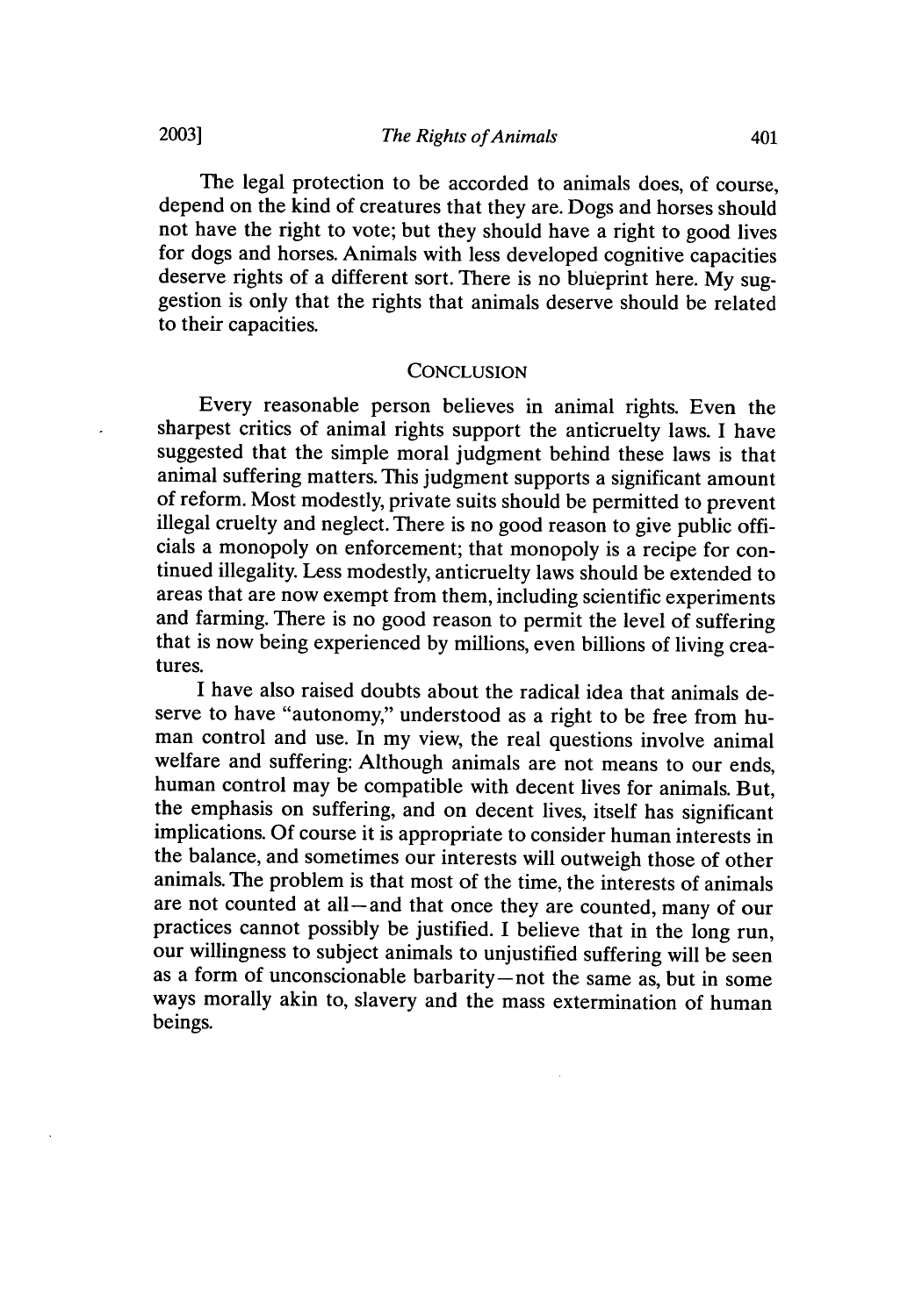The legal protection to be accorded to animals does, of course, depend on the kind of creatures that they are. Dogs and horses should not have the right to vote; but they should have a right to good lives for dogs and horses. Animals with less developed cognitive capacities deserve rights of a different sort. There is no blueprint here. My suggestion is only that the rights that animals deserve should be related to their capacities.

## CONCLUSION

Every reasonable person believes in animal rights. Even the sharpest critics of animal rights support the anticruelty laws. I have suggested that the simple moral judgment behind these laws is that animal suffering matters. This judgment supports a significant amount of reform. Most modestly, private suits should be permitted to prevent illegal cruelty and neglect. There is no good reason to give public officials a monopoly on enforcement; that monopoly is a recipe for continued illegality. Less modestly, anticruelty laws should be extended to areas that are now exempt from them, including scientific experiments and farming. There is no good reason to permit the level of suffering that is now being experienced by millions, even billions of living creatures.

I have also raised doubts about the radical idea that animals deserve to have "autonomy," understood as a right to be free from human control and use. In my view, the real questions involve animal welfare and suffering: Although animals are not means to our ends, human control may be compatible with decent lives for animals. But, the emphasis on suffering, and on decent lives, itself has significant implications. Of course it is appropriate to consider human interests in the balance, and sometimes our interests will outweigh those of other animals. The problem is that most of the time, the interests of animals are not counted at all—and that once they are counted, many of our practices cannot possibly be justified. I believe that in the long run, our willingness to subject animals to unjustified suffering will be seen as a form of unconscionable barbarity—not the same as, but in some ways morally akin to, slavery and the mass extermination of human beings.